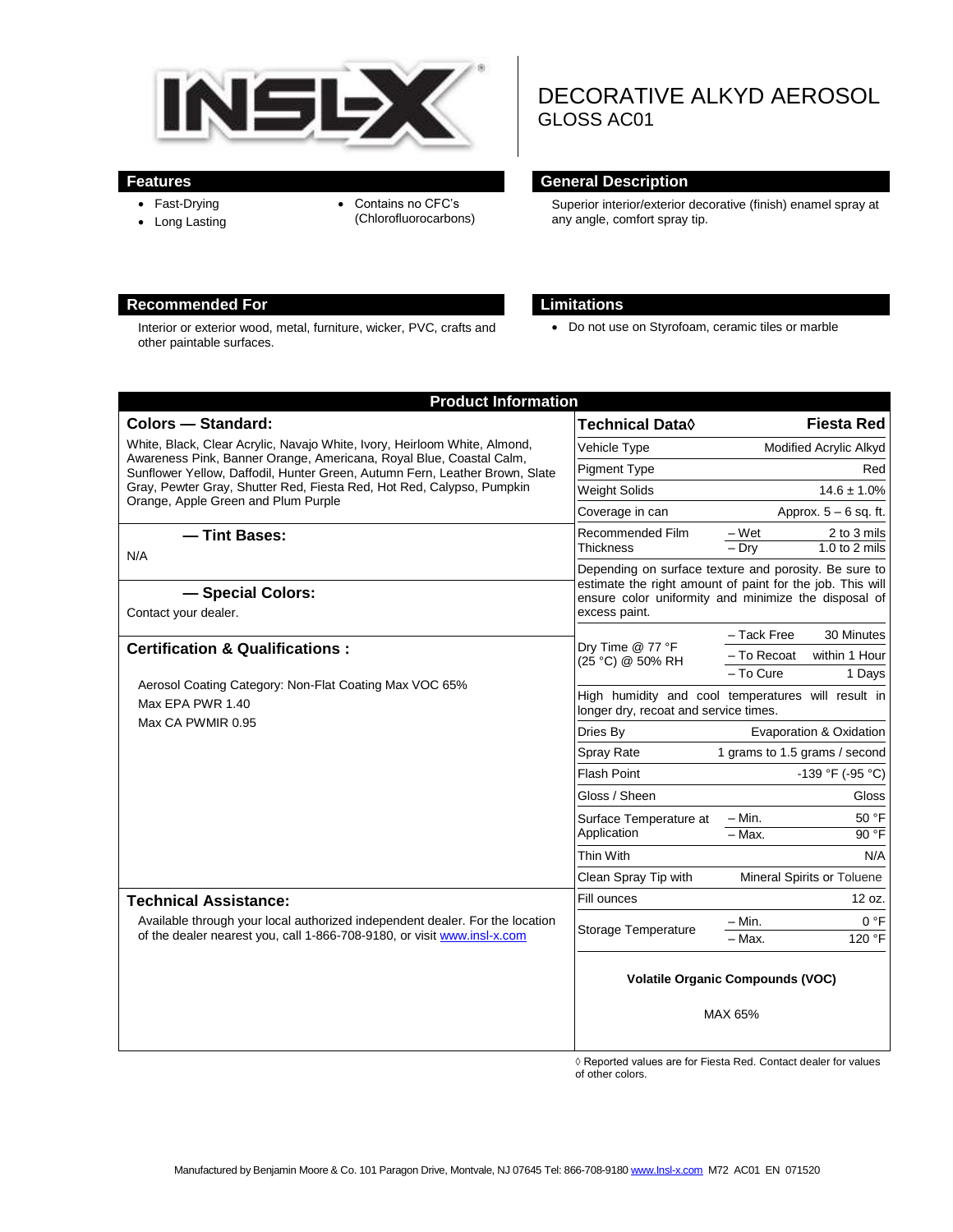# DECORATIVE ALKYD AEROSOL
## GLOSS AC01

## Features

- Fast-Drying
- Long Lasting
- Contains no CFC's (Chlorofluorocarbons)

## General Description

Superior interior/exterior decorative (finish) enamel spray at any angle, comfort spray tip.

## Recommended For

Interior or exterior wood, metal, furniture, wicker, PVC, crafts and other paintable surfaces.

## Limitations

- Do not use on Styrofoam, ceramic tiles or marble

## Product Information

### Colors — Standard:

White, Black, Clear Acrylic, Navajo White, Ivory, Heirloom White, Almond, Awareness Pink, Banner Orange, Americana, Royal Blue, Coastal Calm, Sunflower Yellow, Daffodil, Hunter Green, Autumn Fern, Leather Brown, Slate Gray, Pewter Gray, Shutter Red, Fiesta Red, Hot Red, Calypso, Pumpkin Orange, Apple Green and Plum Purple

### — Tint Bases:

N/A

### — Special Colors:

Contact your dealer.

### Certification & Qualifications :

Aerosol Coating Category: Non-Flat Coating Max VOC 65%

Max EPA PWR 1.40

Max CA PWMIR 0.95

### Technical Assistance:

Available through your local authorized independent dealer. For the location of the dealer nearest you, call 1-866-708-9180, or visit [www.insl-x.com](http://www.insl-x.com)

| Technical Data◊ | | Fiesta Red |
|---|---|---|
| Vehicle Type | | Modified Acrylic Alkyd |
| Pigment Type | | Red |
| Weight Solids | | 14.6 ± 1.0% |
| Coverage in can | | Approx. 5 – 6 sq. ft. |
| Recommended Film Thickness | – Wet | 2 to 3 mils |
| | – Dry | 1.0 to 2 mils |
| Depending on surface texture and porosity. Be sure to estimate the right amount of paint for the job. This will ensure color uniformity and minimize the disposal of excess paint. | | |
| Dry Time @ 77 °F (25 °C) @ 50% RH | – Tack Free | 30 Minutes |
| | – To Recoat | within 1 Hour |
| | – To Cure | 1 Days |
| High humidity and cool temperatures will result in longer dry, recoat and service times. | | |
| Dries By | | Evaporation & Oxidation |
| Spray Rate | | 1 grams to 1.5 grams / second |
| Flash Point | | -139 °F (-95 °C) |
| Gloss / Sheen | | Gloss |
| Surface Temperature at Application | – Min. | 50 °F |
| | – Max. | 90 °F |
| Thin With | | N/A |
| Clean Spray Tip with | | Mineral Spirits or Toluene |
| Fill ounces | | 12 oz. |
| Storage Temperature | – Min. | 0 °F |
| | – Max. | 120 °F |

**Volatile Organic Compounds (VOC)**

MAX 65%

◊ Reported values are for Fiesta Red. Contact dealer for values of other colors.

Manufactured by Benjamin Moore & Co. 101 Paragon Drive, Montvale, NJ 07645 Tel: 866-708-9180 [www.Insl-x.com](http://www.Insl-x.com) M72 AC01 EN 071520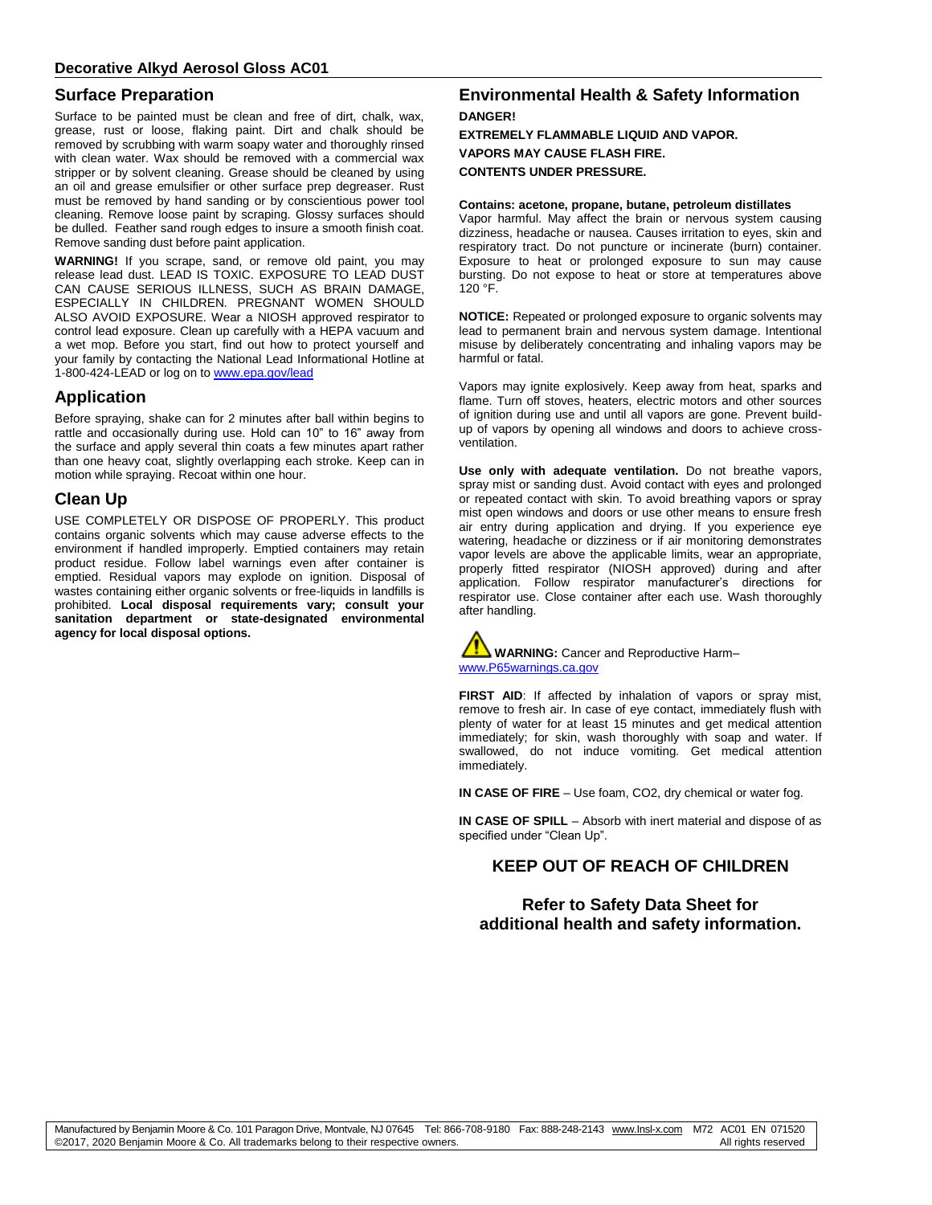**Decorative Alkyd Aerosol Gloss AC01**

## Surface Preparation

Surface to be painted must be clean and free of dirt, chalk, wax, grease, rust or loose, flaking paint. Dirt and chalk should be removed by scrubbing with warm soapy water and thoroughly rinsed with clean water. Wax should be removed with a commercial wax stripper or by solvent cleaning. Grease should be cleaned by using an oil and grease emulsifier or other surface prep degreaser. Rust must be removed by hand sanding or by conscientious power tool cleaning. Remove loose paint by scraping. Glossy surfaces should be dulled. Feather sand rough edges to insure a smooth finish coat. Remove sanding dust before paint application.

**WARNING!** If you scrape, sand, or remove old paint, you may release lead dust. LEAD IS TOXIC. EXPOSURE TO LEAD DUST CAN CAUSE SERIOUS ILLNESS, SUCH AS BRAIN DAMAGE, ESPECIALLY IN CHILDREN. PREGNANT WOMEN SHOULD ALSO AVOID EXPOSURE. Wear a NIOSH approved respirator to control lead exposure. Clean up carefully with a HEPA vacuum and a wet mop. Before you start, find out how to protect yourself and your family by contacting the National Lead Informational Hotline at 1-800-424-LEAD or log on to www.epa.gov/lead

## Application

Before spraying, shake can for 2 minutes after ball within begins to rattle and occasionally during use. Hold can 10" to 16" away from the surface and apply several thin coats a few minutes apart rather than one heavy coat, slightly overlapping each stroke. Keep can in motion while spraying. Recoat within one hour.

## Clean Up

USE COMPLETELY OR DISPOSE OF PROPERLY. This product contains organic solvents which may cause adverse effects to the environment if handled improperly. Emptied containers may retain product residue. Follow label warnings even after container is emptied. Residual vapors may explode on ignition. Disposal of wastes containing either organic solvents or free-liquids in landfills is prohibited. **Local disposal requirements vary; consult your sanitation department or state-designated environmental agency for local disposal options.**

## Environmental Health & Safety Information

**DANGER!**

**EXTREMELY FLAMMABLE LIQUID AND VAPOR.**

**VAPORS MAY CAUSE FLASH FIRE.**

**CONTENTS UNDER PRESSURE.**

**Contains: acetone, propane, butane, petroleum distillates**
Vapor harmful. May affect the brain or nervous system causing dizziness, headache or nausea. Causes irritation to eyes, skin and respiratory tract. Do not puncture or incinerate (burn) container. Exposure to heat or prolonged exposure to sun may cause bursting. Do not expose to heat or store at temperatures above 120 °F.

**NOTICE:** Repeated or prolonged exposure to organic solvents may lead to permanent brain and nervous system damage. Intentional misuse by deliberately concentrating and inhaling vapors may be harmful or fatal.

Vapors may ignite explosively. Keep away from heat, sparks and flame. Turn off stoves, heaters, electric motors and other sources of ignition during use and until all vapors are gone. Prevent build-up of vapors by opening all windows and doors to achieve cross-ventilation.

**Use only with adequate ventilation.** Do not breathe vapors, spray mist or sanding dust. Avoid contact with eyes and prolonged or repeated contact with skin. To avoid breathing vapors or spray mist open windows and doors or use other means to ensure fresh air entry during application and drying. If you experience eye watering, headache or dizziness or if air monitoring demonstrates vapor levels are above the applicable limits, wear an appropriate, properly fitted respirator (NIOSH approved) during and after application. Follow respirator manufacturer's directions for respirator use. Close container after each use. Wash thoroughly after handling.

**WARNING:** Cancer and Reproductive Harm– www.P65warnings.ca.gov

**FIRST AID**: If affected by inhalation of vapors or spray mist, remove to fresh air. In case of eye contact, immediately flush with plenty of water for at least 15 minutes and get medical attention immediately; for skin, wash thoroughly with soap and water. If swallowed, do not induce vomiting. Get medical attention immediately.

**IN CASE OF FIRE** – Use foam, CO2, dry chemical or water fog.

**IN CASE OF SPILL** – Absorb with inert material and dispose of as specified under "Clean Up".

### KEEP OUT OF REACH OF CHILDREN

### Refer to Safety Data Sheet for additional health and safety information.

Manufactured by Benjamin Moore & Co. 101 Paragon Drive, Montvale, NJ 07645 Tel: 866-708-9180 Fax: 888-248-2143 www.Insl-x.com M72 AC01 EN 071520
©2017, 2020 Benjamin Moore & Co. All trademarks belong to their respective owners. All rights reserved